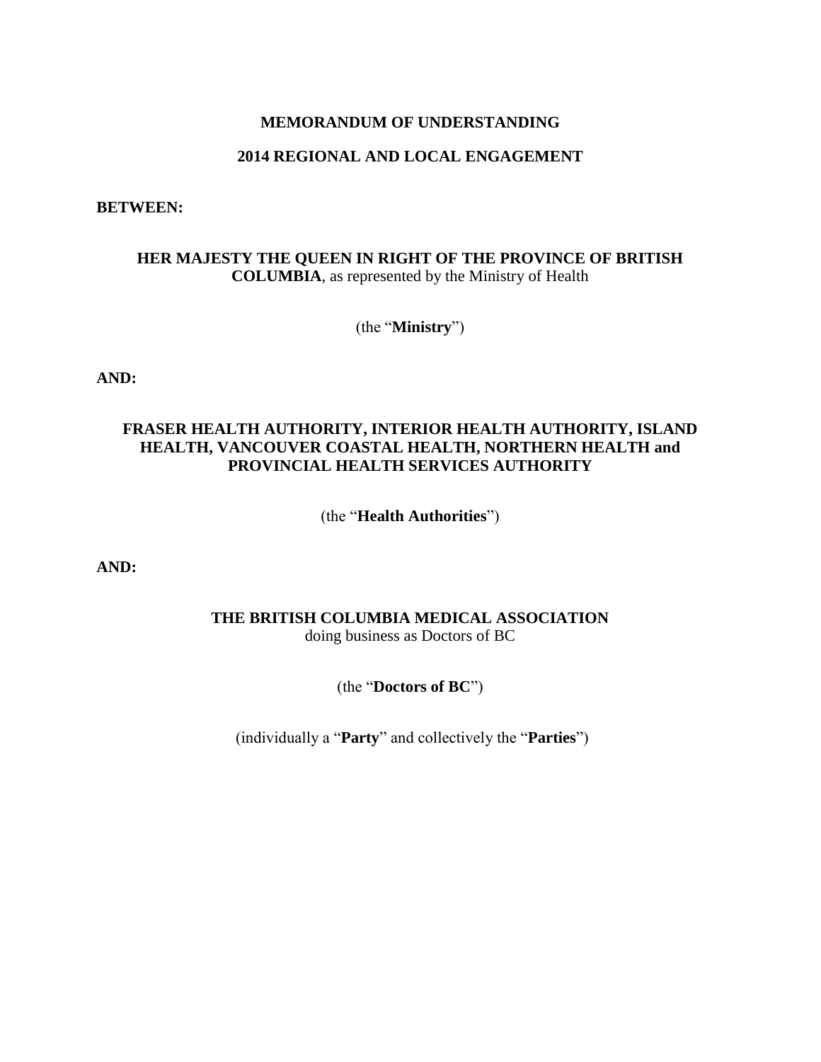# MEMORANDUM OF UNDERSTANDING

## 2014 REGIONAL AND LOCAL ENGAGEMENT

**BETWEEN:**

**HER MAJESTY THE QUEEN IN RIGHT OF THE PROVINCE OF BRITISH COLUMBIA**, as represented by the Ministry of Health

(the "**Ministry**")

**AND:**

**FRASER HEALTH AUTHORITY, INTERIOR HEALTH AUTHORITY, ISLAND HEALTH, VANCOUVER COASTAL HEALTH, NORTHERN HEALTH and PROVINCIAL HEALTH SERVICES AUTHORITY**

(the "**Health Authorities**")

**AND:**

**THE BRITISH COLUMBIA MEDICAL ASSOCIATION**
doing business as Doctors of BC

(the "**Doctors of BC**")

(individually a "**Party**" and collectively the "**Parties**")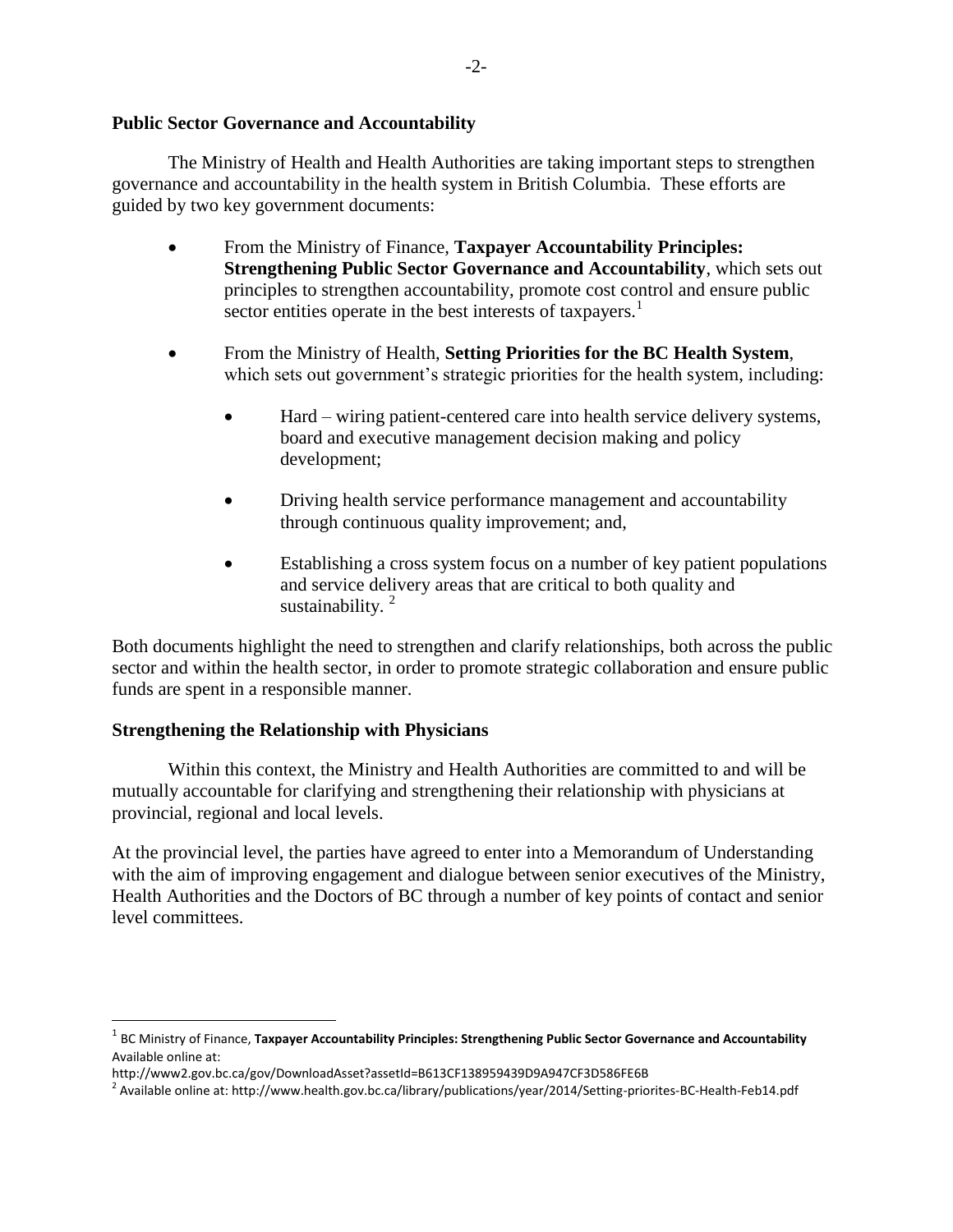## Public Sector Governance and Accountability

The Ministry of Health and Health Authorities are taking important steps to strengthen governance and accountability in the health system in British Columbia. These efforts are guided by two key government documents:

- From the Ministry of Finance, **Taxpayer Accountability Principles: Strengthening Public Sector Governance and Accountability**, which sets out principles to strengthen accountability, promote cost control and ensure public sector entities operate in the best interests of taxpayers.[1]
- From the Ministry of Health, **Setting Priorities for the BC Health System**, which sets out government's strategic priorities for the health system, including:
  - Hard – wiring patient-centered care into health service delivery systems, board and executive management decision making and policy development;
  - Driving health service performance management and accountability through continuous quality improvement; and,
  - Establishing a cross system focus on a number of key patient populations and service delivery areas that are critical to both quality and sustainability. [2]

Both documents highlight the need to strengthen and clarify relationships, both across the public sector and within the health sector, in order to promote strategic collaboration and ensure public funds are spent in a responsible manner.

## Strengthening the Relationship with Physicians

Within this context, the Ministry and Health Authorities are committed to and will be mutually accountable for clarifying and strengthening their relationship with physicians at provincial, regional and local levels.

At the provincial level, the parties have agreed to enter into a Memorandum of Understanding with the aim of improving engagement and dialogue between senior executives of the Ministry, Health Authorities and the Doctors of BC through a number of key points of contact and senior level committees.

---

[1] BC Ministry of Finance, **Taxpayer Accountability Principles: Strengthening Public Sector Governance and Accountability** Available online at:
http://www2.gov.bc.ca/gov/DownloadAsset?assetId=B613CF138959439D9A947CF3D586FE6B

[2] Available online at: http://www.health.gov.bc.ca/library/publications/year/2014/Setting-priorites-BC-Health-Feb14.pdf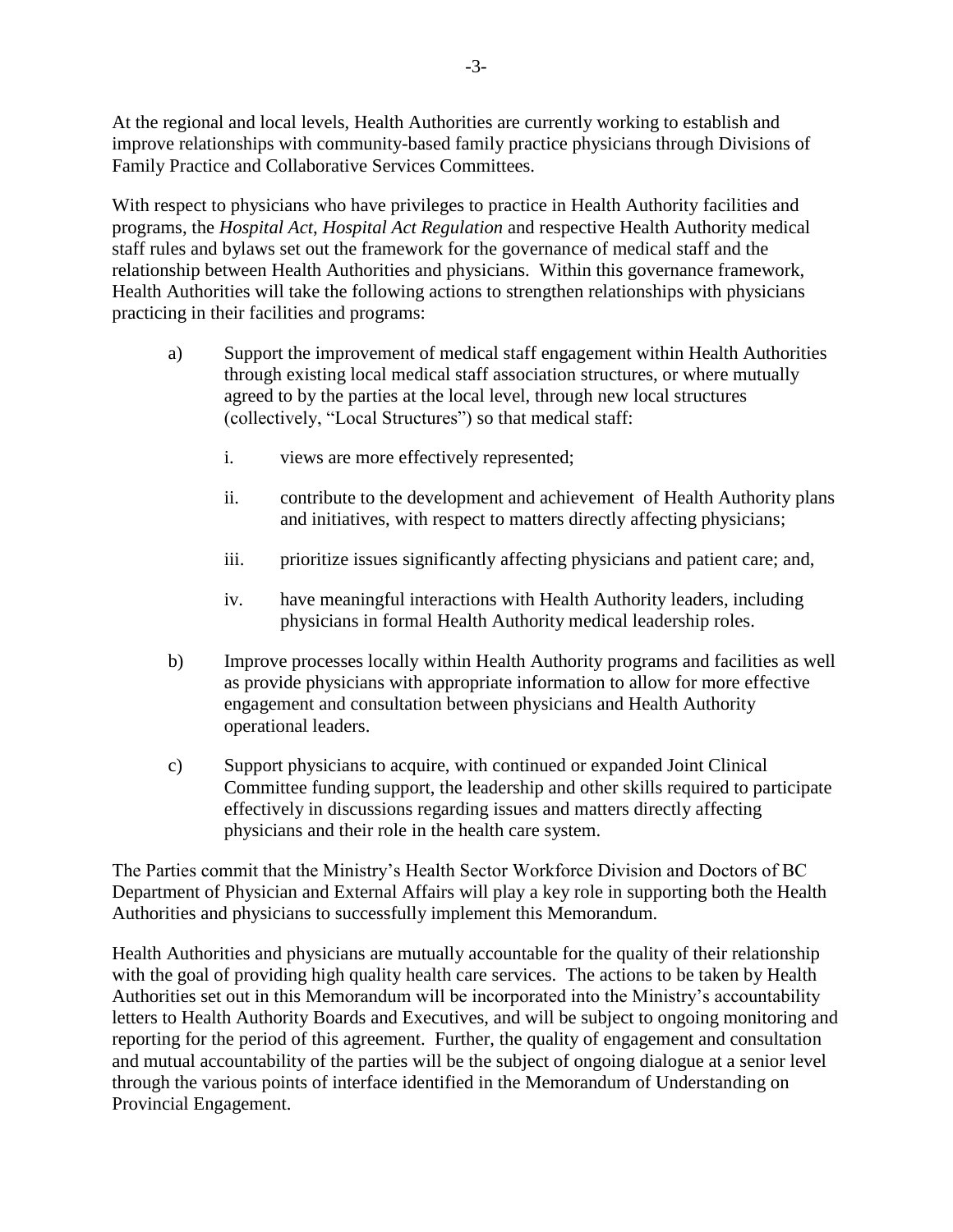At the regional and local levels, Health Authorities are currently working to establish and improve relationships with community-based family practice physicians through Divisions of Family Practice and Collaborative Services Committees.

With respect to physicians who have privileges to practice in Health Authority facilities and programs, the *Hospital Act*, *Hospital Act Regulation* and respective Health Authority medical staff rules and bylaws set out the framework for the governance of medical staff and the relationship between Health Authorities and physicians. Within this governance framework, Health Authorities will take the following actions to strengthen relationships with physicians practicing in their facilities and programs:

a) Support the improvement of medical staff engagement within Health Authorities through existing local medical staff association structures, or where mutually agreed to by the parties at the local level, through new local structures (collectively, "Local Structures") so that medical staff:

   i. views are more effectively represented;

   ii. contribute to the development and achievement of Health Authority plans and initiatives, with respect to matters directly affecting physicians;

   iii. prioritize issues significantly affecting physicians and patient care; and,

   iv. have meaningful interactions with Health Authority leaders, including physicians in formal Health Authority medical leadership roles.

b) Improve processes locally within Health Authority programs and facilities as well as provide physicians with appropriate information to allow for more effective engagement and consultation between physicians and Health Authority operational leaders.

c) Support physicians to acquire, with continued or expanded Joint Clinical Committee funding support, the leadership and other skills required to participate effectively in discussions regarding issues and matters directly affecting physicians and their role in the health care system.

The Parties commit that the Ministry's Health Sector Workforce Division and Doctors of BC Department of Physician and External Affairs will play a key role in supporting both the Health Authorities and physicians to successfully implement this Memorandum.

Health Authorities and physicians are mutually accountable for the quality of their relationship with the goal of providing high quality health care services. The actions to be taken by Health Authorities set out in this Memorandum will be incorporated into the Ministry's accountability letters to Health Authority Boards and Executives, and will be subject to ongoing monitoring and reporting for the period of this agreement. Further, the quality of engagement and consultation and mutual accountability of the parties will be the subject of ongoing dialogue at a senior level through the various points of interface identified in the Memorandum of Understanding on Provincial Engagement.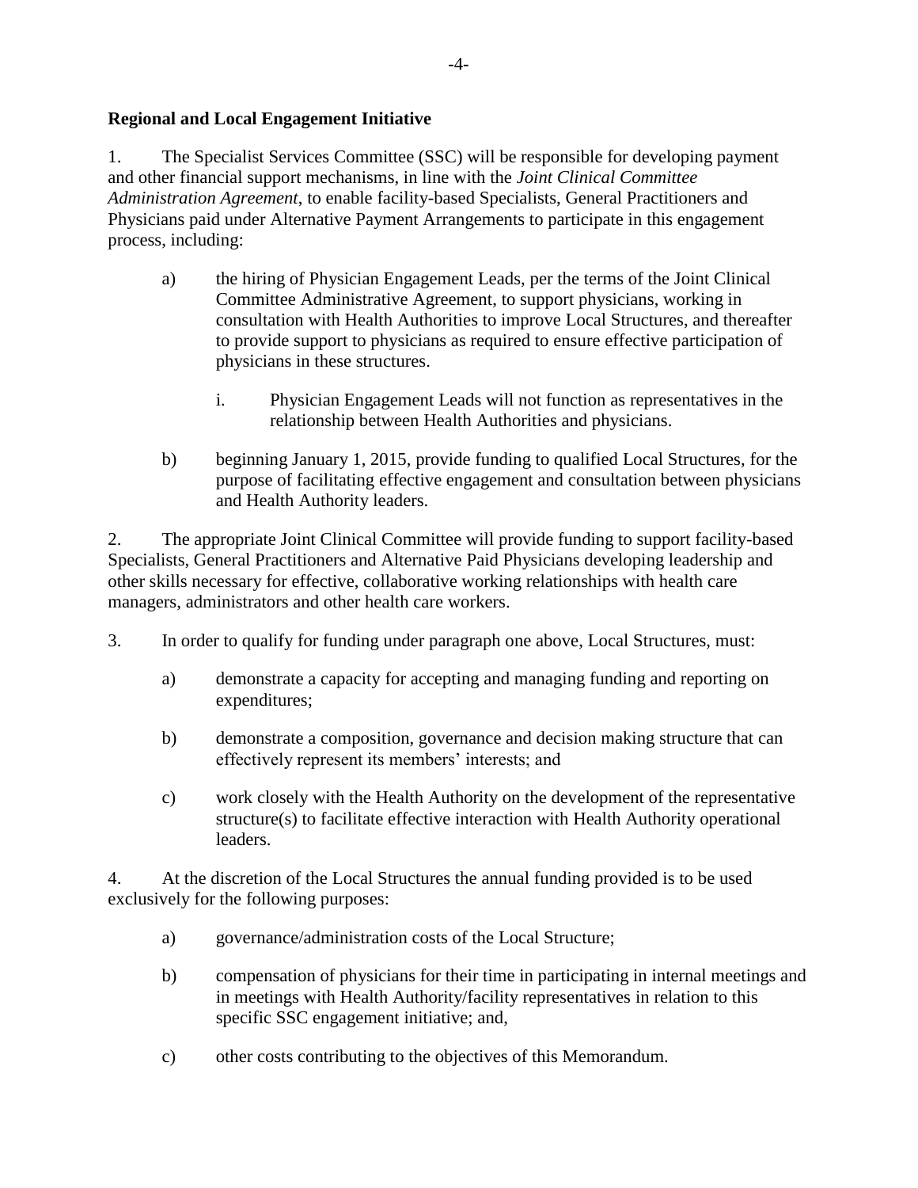**Regional and Local Engagement Initiative**

1. The Specialist Services Committee (SSC) will be responsible for developing payment and other financial support mechanisms, in line with the *Joint Clinical Committee Administration Agreement*, to enable facility-based Specialists, General Practitioners and Physicians paid under Alternative Payment Arrangements to participate in this engagement process, including:

   a) the hiring of Physician Engagement Leads, per the terms of the Joint Clinical Committee Administrative Agreement, to support physicians, working in consultation with Health Authorities to improve Local Structures, and thereafter to provide support to physicians as required to ensure effective participation of physicians in these structures.

      i. Physician Engagement Leads will not function as representatives in the relationship between Health Authorities and physicians.

   b) beginning January 1, 2015, provide funding to qualified Local Structures, for the purpose of facilitating effective engagement and consultation between physicians and Health Authority leaders.

2. The appropriate Joint Clinical Committee will provide funding to support facility-based Specialists, General Practitioners and Alternative Paid Physicians developing leadership and other skills necessary for effective, collaborative working relationships with health care managers, administrators and other health care workers.

3. In order to qualify for funding under paragraph one above, Local Structures, must:

   a) demonstrate a capacity for accepting and managing funding and reporting on expenditures;

   b) demonstrate a composition, governance and decision making structure that can effectively represent its members' interests; and

   c) work closely with the Health Authority on the development of the representative structure(s) to facilitate effective interaction with Health Authority operational leaders.

4. At the discretion of the Local Structures the annual funding provided is to be used exclusively for the following purposes:

   a) governance/administration costs of the Local Structure;

   b) compensation of physicians for their time in participating in internal meetings and in meetings with Health Authority/facility representatives in relation to this specific SSC engagement initiative; and,

   c) other costs contributing to the objectives of this Memorandum.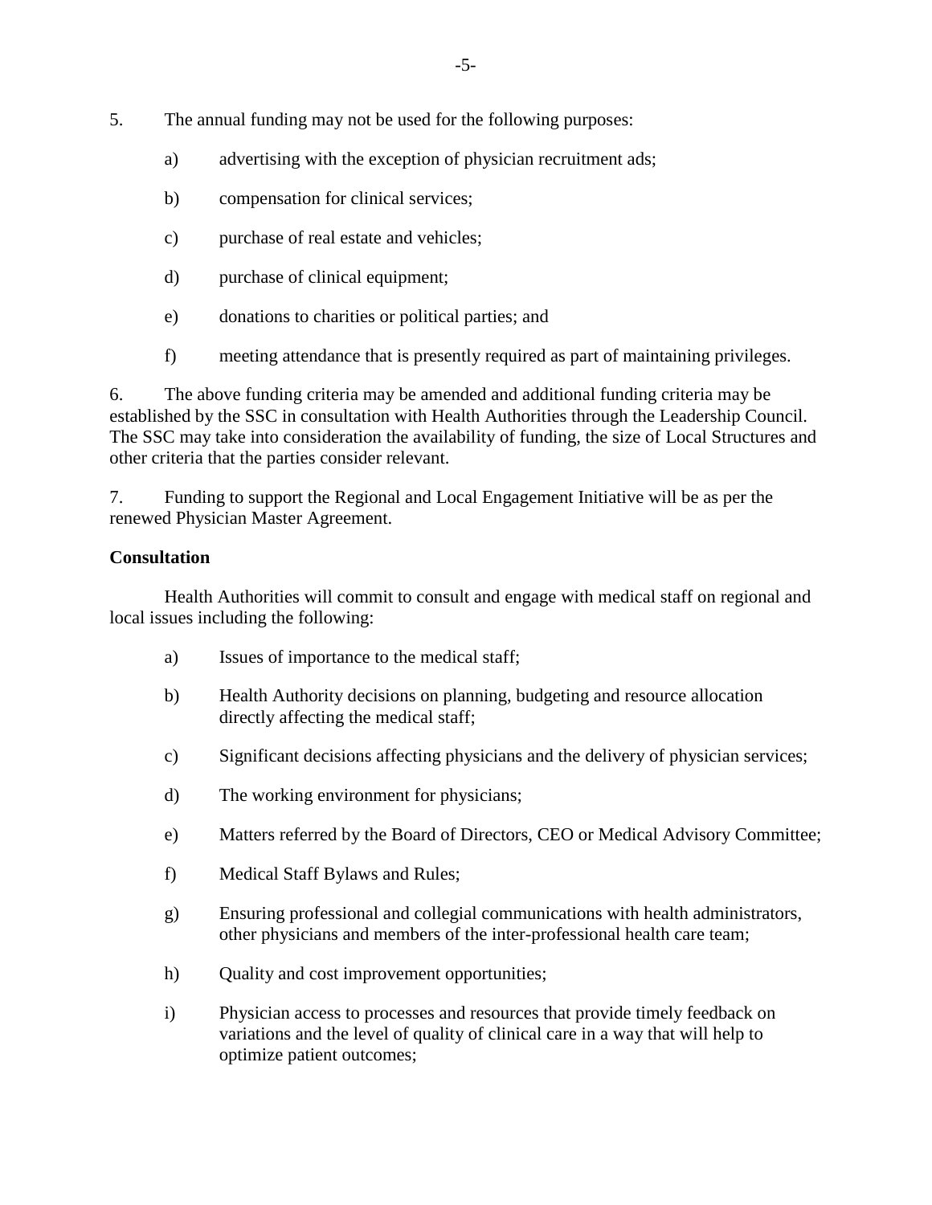5. The annual funding may not be used for the following purposes:

   a) advertising with the exception of physician recruitment ads;

   b) compensation for clinical services;

   c) purchase of real estate and vehicles;

   d) purchase of clinical equipment;

   e) donations to charities or political parties; and

   f) meeting attendance that is presently required as part of maintaining privileges.

6. The above funding criteria may be amended and additional funding criteria may be established by the SSC in consultation with Health Authorities through the Leadership Council. The SSC may take into consideration the availability of funding, the size of Local Structures and other criteria that the parties consider relevant.

7. Funding to support the Regional and Local Engagement Initiative will be as per the renewed Physician Master Agreement.

**Consultation**

Health Authorities will commit to consult and engage with medical staff on regional and local issues including the following:

a) Issues of importance to the medical staff;

b) Health Authority decisions on planning, budgeting and resource allocation directly affecting the medical staff;

c) Significant decisions affecting physicians and the delivery of physician services;

d) The working environment for physicians;

e) Matters referred by the Board of Directors, CEO or Medical Advisory Committee;

f) Medical Staff Bylaws and Rules;

g) Ensuring professional and collegial communications with health administrators, other physicians and members of the inter-professional health care team;

h) Quality and cost improvement opportunities;

i) Physician access to processes and resources that provide timely feedback on variations and the level of quality of clinical care in a way that will help to optimize patient outcomes;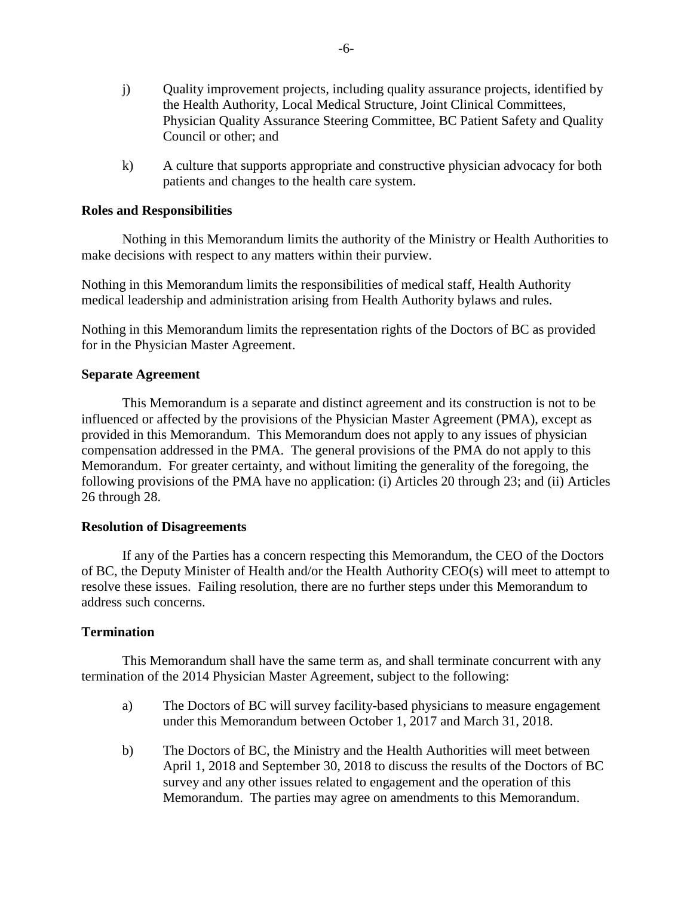j) Quality improvement projects, including quality assurance projects, identified by the Health Authority, Local Medical Structure, Joint Clinical Committees, Physician Quality Assurance Steering Committee, BC Patient Safety and Quality Council or other; and

k) A culture that supports appropriate and constructive physician advocacy for both patients and changes to the health care system.

**Roles and Responsibilities**

Nothing in this Memorandum limits the authority of the Ministry or Health Authorities to make decisions with respect to any matters within their purview.

Nothing in this Memorandum limits the responsibilities of medical staff, Health Authority medical leadership and administration arising from Health Authority bylaws and rules.

Nothing in this Memorandum limits the representation rights of the Doctors of BC as provided for in the Physician Master Agreement.

**Separate Agreement**

This Memorandum is a separate and distinct agreement and its construction is not to be influenced or affected by the provisions of the Physician Master Agreement (PMA), except as provided in this Memorandum. This Memorandum does not apply to any issues of physician compensation addressed in the PMA. The general provisions of the PMA do not apply to this Memorandum. For greater certainty, and without limiting the generality of the foregoing, the following provisions of the PMA have no application: (i) Articles 20 through 23; and (ii) Articles 26 through 28.

**Resolution of Disagreements**

If any of the Parties has a concern respecting this Memorandum, the CEO of the Doctors of BC, the Deputy Minister of Health and/or the Health Authority CEO(s) will meet to attempt to resolve these issues. Failing resolution, there are no further steps under this Memorandum to address such concerns.

**Termination**

This Memorandum shall have the same term as, and shall terminate concurrent with any termination of the 2014 Physician Master Agreement, subject to the following:

a) The Doctors of BC will survey facility-based physicians to measure engagement under this Memorandum between October 1, 2017 and March 31, 2018.

b) The Doctors of BC, the Ministry and the Health Authorities will meet between April 1, 2018 and September 30, 2018 to discuss the results of the Doctors of BC survey and any other issues related to engagement and the operation of this Memorandum. The parties may agree on amendments to this Memorandum.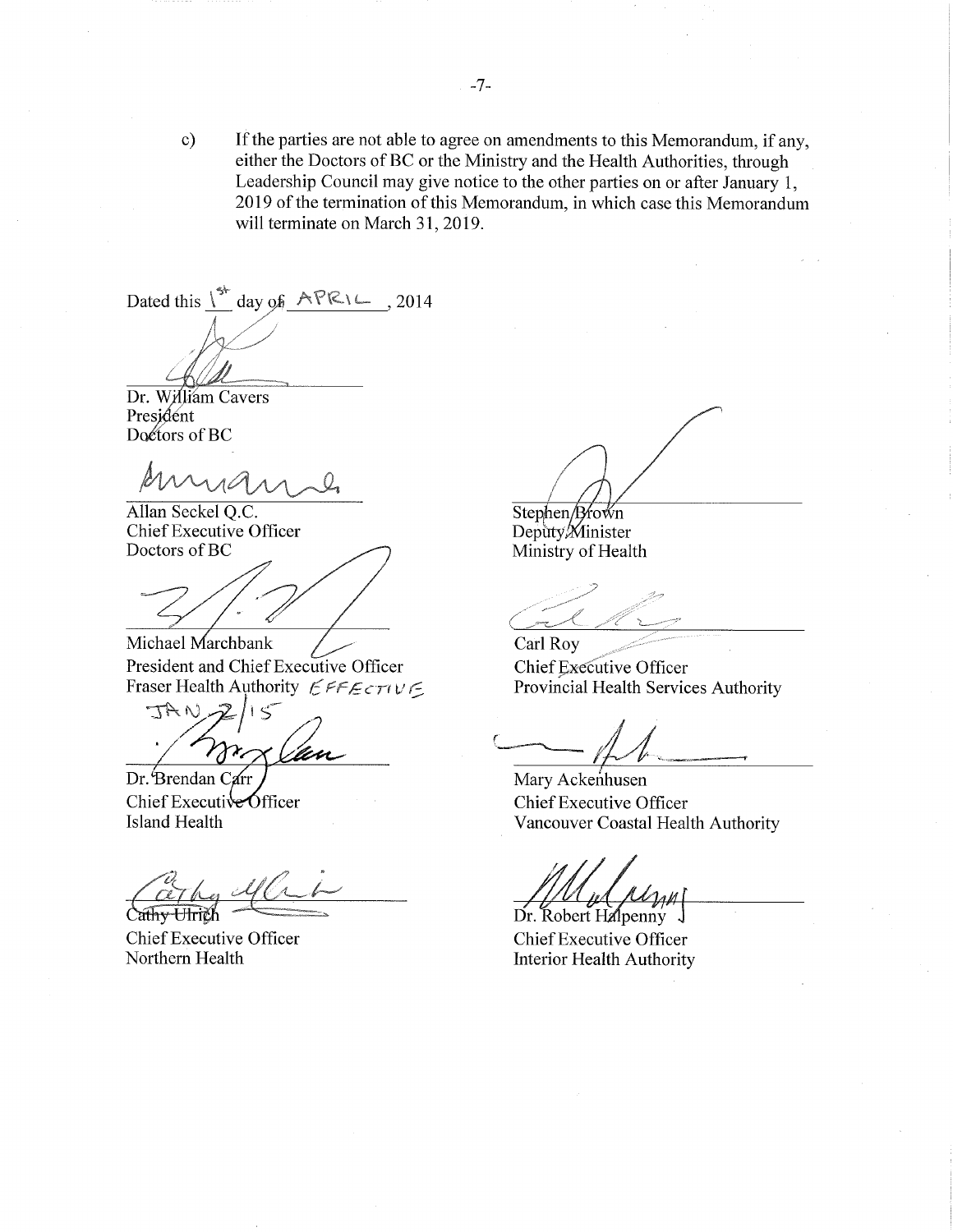c) If the parties are not able to agree on amendments to this Memorandum, if any, either the Doctors of BC or the Ministry and the Health Authorities, through Leadership Council may give notice to the other parties on or after January 1, 2019 of the termination of this Memorandum, in which case this Memorandum will terminate on March 31, 2019.

Dated this 1st day of APRIL, 2014

Dr. William Cavers
President
Doctors of BC

Allan Seckel Q.C.
Chief Executive Officer
Doctors of BC

Michael Marchbank
President and Chief Executive Officer
Fraser Health Authority EFFECTIVE JAN 2/15

Dr. Brendan Carr
Chief Executive Officer
Island Health

Cathy Ulrich
Chief Executive Officer
Northern Health

Stephen Brown
Deputy Minister
Ministry of Health

Carl Roy
Chief Executive Officer
Provincial Health Services Authority

Mary Ackenhusen
Chief Executive Officer
Vancouver Coastal Health Authority

Dr. Robert Halpenny
Chief Executive Officer
Interior Health Authority